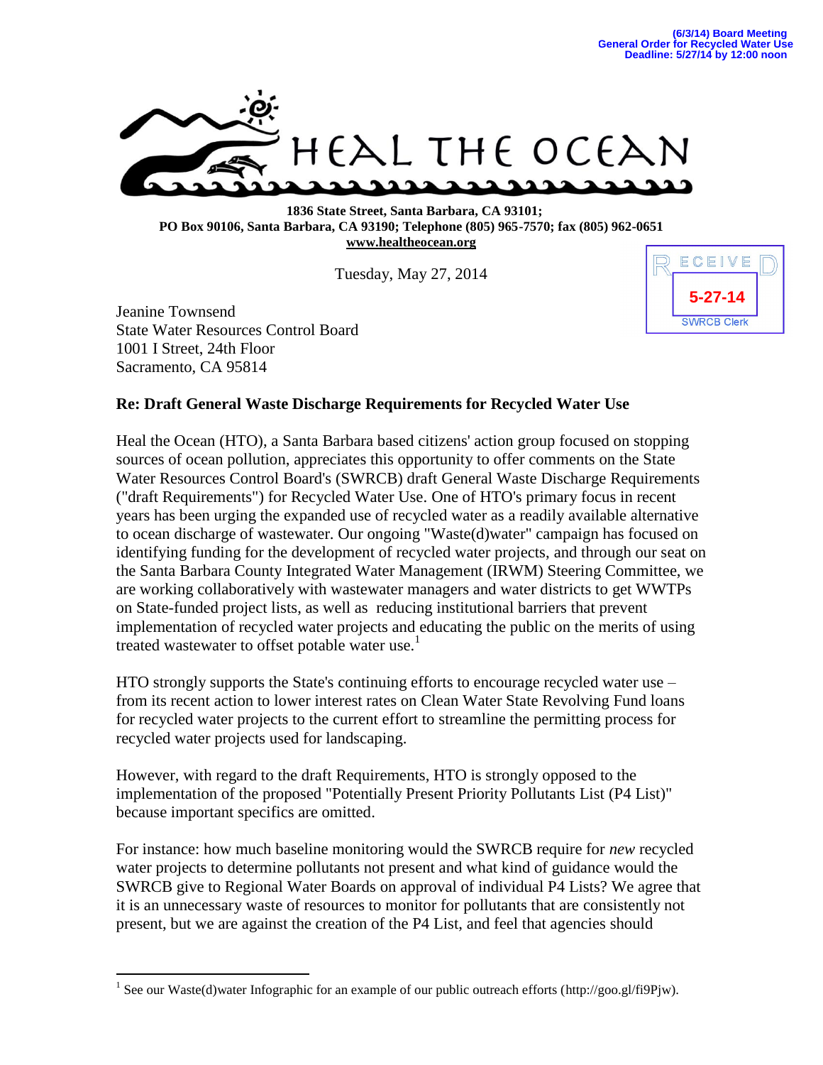(6/3/14) Board Meeting
General Order for Recycled Water Use
Deadline: 5/27/14 by 12:00 noon

HEAL THE OCEAN

**1836 State Street, Santa Barbara, CA 93101;**
**PO Box 90106, Santa Barbara, CA 93190; Telephone (805) 965-7570; fax (805) 962-0651**
**www.healtheocean.org**

Tuesday, May 27, 2014

RECEIVED
5-27-14
SWRCB Clerk

Jeanine Townsend
State Water Resources Control Board
1001 I Street, 24th Floor
Sacramento, CA 95814

**Re: Draft General Waste Discharge Requirements for Recycled Water Use**

Heal the Ocean (HTO), a Santa Barbara based citizens' action group focused on stopping sources of ocean pollution, appreciates this opportunity to offer comments on the State Water Resources Control Board's (SWRCB) draft General Waste Discharge Requirements ("draft Requirements") for Recycled Water Use. One of HTO's primary focus in recent years has been urging the expanded use of recycled water as a readily available alternative to ocean discharge of wastewater. Our ongoing "Waste(d)water" campaign has focused on identifying funding for the development of recycled water projects, and through our seat on the Santa Barbara County Integrated Water Management (IRWM) Steering Committee, we are working collaboratively with wastewater managers and water districts to get WWTPs on State-funded project lists, as well as reducing institutional barriers that prevent implementation of recycled water projects and educating the public on the merits of using treated wastewater to offset potable water use.[1]

HTO strongly supports the State's continuing efforts to encourage recycled water use – from its recent action to lower interest rates on Clean Water State Revolving Fund loans for recycled water projects to the current effort to streamline the permitting process for recycled water projects used for landscaping.

However, with regard to the draft Requirements, HTO is strongly opposed to the implementation of the proposed "Potentially Present Priority Pollutants List (P4 List)" because important specifics are omitted.

For instance: how much baseline monitoring would the SWRCB require for *new* recycled water projects to determine pollutants not present and what kind of guidance would the SWRCB give to Regional Water Boards on approval of individual P4 Lists? We agree that it is an unnecessary waste of resources to monitor for pollutants that are consistently not present, but we are against the creation of the P4 List, and feel that agencies should

[1] See our Waste(d)water Infographic for an example of our public outreach efforts (http://goo.gl/fi9Pjw).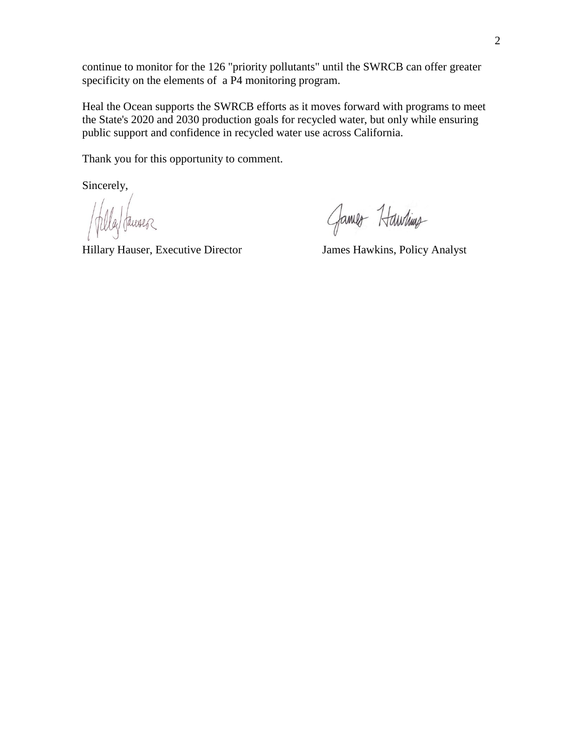continue to monitor for the 126 "priority pollutants" until the SWRCB can offer greater specificity on the elements of a P4 monitoring program.

Heal the Ocean supports the SWRCB efforts as it moves forward with programs to meet the State's 2020 and 2030 production goals for recycled water, but only while ensuring public support and confidence in recycled water use across California.

Thank you for this opportunity to comment.

Sincerely,

Hillary Hauser, Executive Director

James Hawkins, Policy Analyst